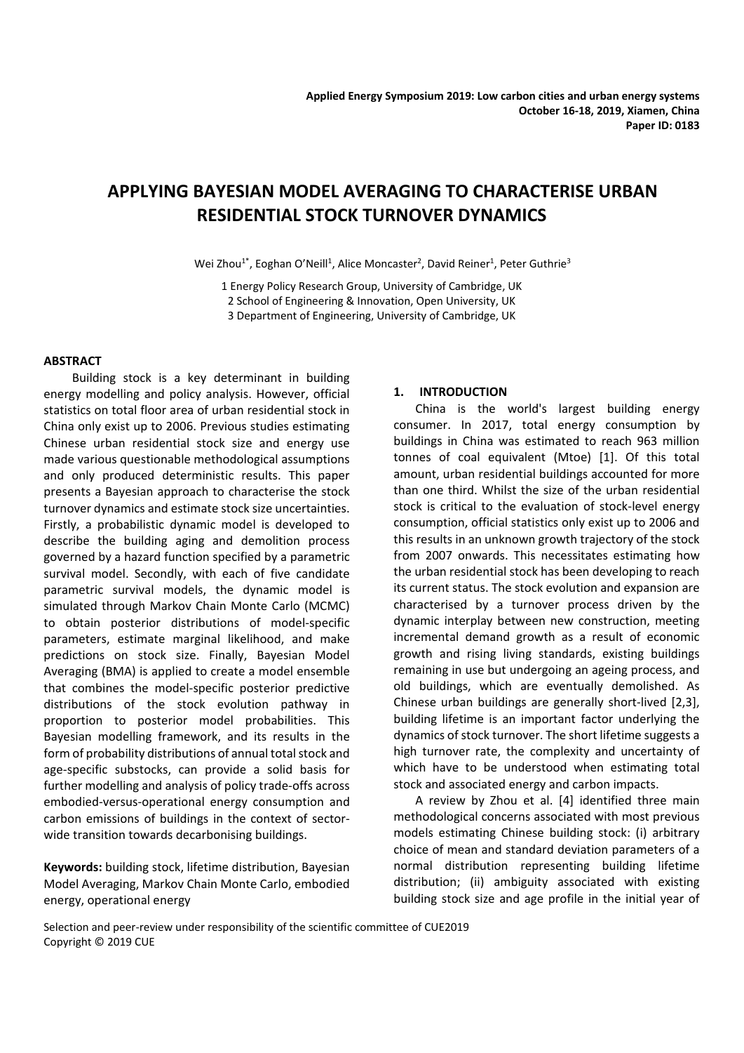Applied Energy Symposium 2019: Low carbon cities and urban energy systems
October 16-18, 2019, Xiamen, China
Paper ID: 0183

# APPLYING BAYESIAN MODEL AVERAGING TO CHARACTERISE URBAN RESIDENTIAL STOCK TURNOVER DYNAMICS

Wei Zhou[1*], Eoghan O'Neill[1], Alice Moncaster[2], David Reiner[1], Peter Guthrie[3]

1 Energy Policy Research Group, University of Cambridge, UK
2 School of Engineering & Innovation, Open University, UK
3 Department of Engineering, University of Cambridge, UK

## ABSTRACT

Building stock is a key determinant in building energy modelling and policy analysis. However, official statistics on total floor area of urban residential stock in China only exist up to 2006. Previous studies estimating Chinese urban residential stock size and energy use made various questionable methodological assumptions and only produced deterministic results. This paper presents a Bayesian approach to characterise the stock turnover dynamics and estimate stock size uncertainties. Firstly, a probabilistic dynamic model is developed to describe the building aging and demolition process governed by a hazard function specified by a parametric survival model. Secondly, with each of five candidate parametric survival models, the dynamic model is simulated through Markov Chain Monte Carlo (MCMC) to obtain posterior distributions of model-specific parameters, estimate marginal likelihood, and make predictions on stock size. Finally, Bayesian Model Averaging (BMA) is applied to create a model ensemble that combines the model-specific posterior predictive distributions of the stock evolution pathway in proportion to posterior model probabilities. This Bayesian modelling framework, and its results in the form of probability distributions of annual total stock and age-specific substocks, can provide a solid basis for further modelling and analysis of policy trade-offs across embodied-versus-operational energy consumption and carbon emissions of buildings in the context of sector-wide transition towards decarbonising buildings.

**Keywords:** building stock, lifetime distribution, Bayesian Model Averaging, Markov Chain Monte Carlo, embodied energy, operational energy

## 1. INTRODUCTION

China is the world's largest building energy consumer. In 2017, total energy consumption by buildings in China was estimated to reach 963 million tonnes of coal equivalent (Mtoe) [1]. Of this total amount, urban residential buildings accounted for more than one third. Whilst the size of the urban residential stock is critical to the evaluation of stock-level energy consumption, official statistics only exist up to 2006 and this results in an unknown growth trajectory of the stock from 2007 onwards. This necessitates estimating how the urban residential stock has been developing to reach its current status. The stock evolution and expansion are characterised by a turnover process driven by the dynamic interplay between new construction, meeting incremental demand growth as a result of economic growth and rising living standards, existing buildings remaining in use but undergoing an ageing process, and old buildings, which are eventually demolished. As Chinese urban buildings are generally short-lived [2,3], building lifetime is an important factor underlying the dynamics of stock turnover. The short lifetime suggests a high turnover rate, the complexity and uncertainty of which have to be understood when estimating total stock and associated energy and carbon impacts.

A review by Zhou et al. [4] identified three main methodological concerns associated with most previous models estimating Chinese building stock: (i) arbitrary choice of mean and standard deviation parameters of a normal distribution representing building lifetime distribution; (ii) ambiguity associated with existing building stock size and age profile in the initial year of

Selection and peer-review under responsibility of the scientific committee of CUE2019
Copyright © 2019 CUE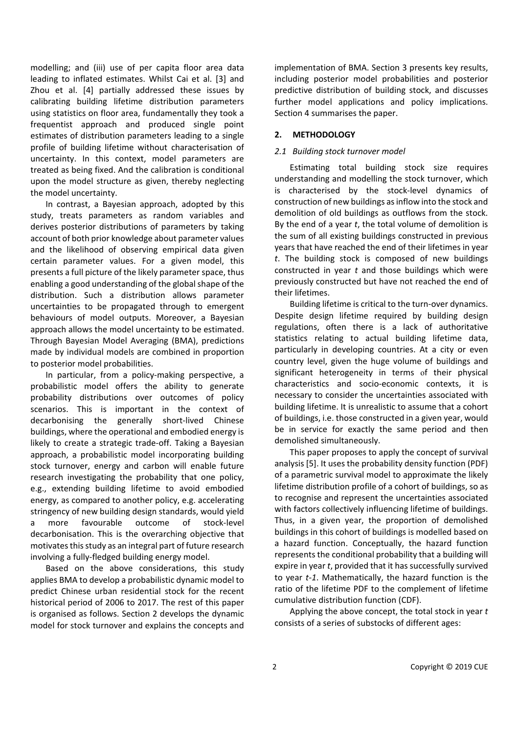modelling; and (iii) use of per capita floor area data leading to inflated estimates. Whilst Cai et al. [3] and Zhou et al. [4] partially addressed these issues by calibrating building lifetime distribution parameters using statistics on floor area, fundamentally they took a frequentist approach and produced single point estimates of distribution parameters leading to a single profile of building lifetime without characterisation of uncertainty. In this context, model parameters are treated as being fixed. And the calibration is conditional upon the model structure as given, thereby neglecting the model uncertainty.

In contrast, a Bayesian approach, adopted by this study, treats parameters as random variables and derives posterior distributions of parameters by taking account of both prior knowledge about parameter values and the likelihood of observing empirical data given certain parameter values. For a given model, this presents a full picture of the likely parameter space, thus enabling a good understanding of the global shape of the distribution. Such a distribution allows parameter uncertainties to be propagated through to emergent behaviours of model outputs. Moreover, a Bayesian approach allows the model uncertainty to be estimated. Through Bayesian Model Averaging (BMA), predictions made by individual models are combined in proportion to posterior model probabilities.

In particular, from a policy-making perspective, a probabilistic model offers the ability to generate probability distributions over outcomes of policy scenarios. This is important in the context of decarbonising the generally short-lived Chinese buildings, where the operational and embodied energy is likely to create a strategic trade-off. Taking a Bayesian approach, a probabilistic model incorporating building stock turnover, energy and carbon will enable future research investigating the probability that one policy, e.g., extending building lifetime to avoid embodied energy, as compared to another policy, e.g. accelerating stringency of new building design standards, would yield a more favourable outcome of stock-level decarbonisation. This is the overarching objective that motivates this study as an integral part of future research involving a fully-fledged building energy model.

Based on the above considerations, this study applies BMA to develop a probabilistic dynamic model to predict Chinese urban residential stock for the recent historical period of 2006 to 2017. The rest of this paper is organised as follows. Section 2 develops the dynamic model for stock turnover and explains the concepts and implementation of BMA. Section 3 presents key results, including posterior model probabilities and posterior predictive distribution of building stock, and discusses further model applications and policy implications. Section 4 summarises the paper.

## 2. METHODOLOGY

### *2.1 Building stock turnover model*

Estimating total building stock size requires understanding and modelling the stock turnover, which is characterised by the stock-level dynamics of construction of new buildings as inflow into the stock and demolition of old buildings as outflows from the stock. By the end of a year *t*, the total volume of demolition is the sum of all existing buildings constructed in previous years that have reached the end of their lifetimes in year *t*. The building stock is composed of new buildings constructed in year *t* and those buildings which were previously constructed but have not reached the end of their lifetimes.

Building lifetime is critical to the turn-over dynamics. Despite design lifetime required by building design regulations, often there is a lack of authoritative statistics relating to actual building lifetime data, particularly in developing countries. At a city or even country level, given the huge volume of buildings and significant heterogeneity in terms of their physical characteristics and socio-economic contexts, it is necessary to consider the uncertainties associated with building lifetime. It is unrealistic to assume that a cohort of buildings, i.e. those constructed in a given year, would be in service for exactly the same period and then demolished simultaneously.

This paper proposes to apply the concept of survival analysis [5]. It uses the probability density function (PDF) of a parametric survival model to approximate the likely lifetime distribution profile of a cohort of buildings, so as to recognise and represent the uncertainties associated with factors collectively influencing lifetime of buildings. Thus, in a given year, the proportion of demolished buildings in this cohort of buildings is modelled based on a hazard function. Conceptually, the hazard function represents the conditional probability that a building will expire in year *t*, provided that it has successfully survived to year *t-1*. Mathematically, the hazard function is the ratio of the lifetime PDF to the complement of lifetime cumulative distribution function (CDF).

Applying the above concept, the total stock in year *t* consists of a series of substocks of different ages: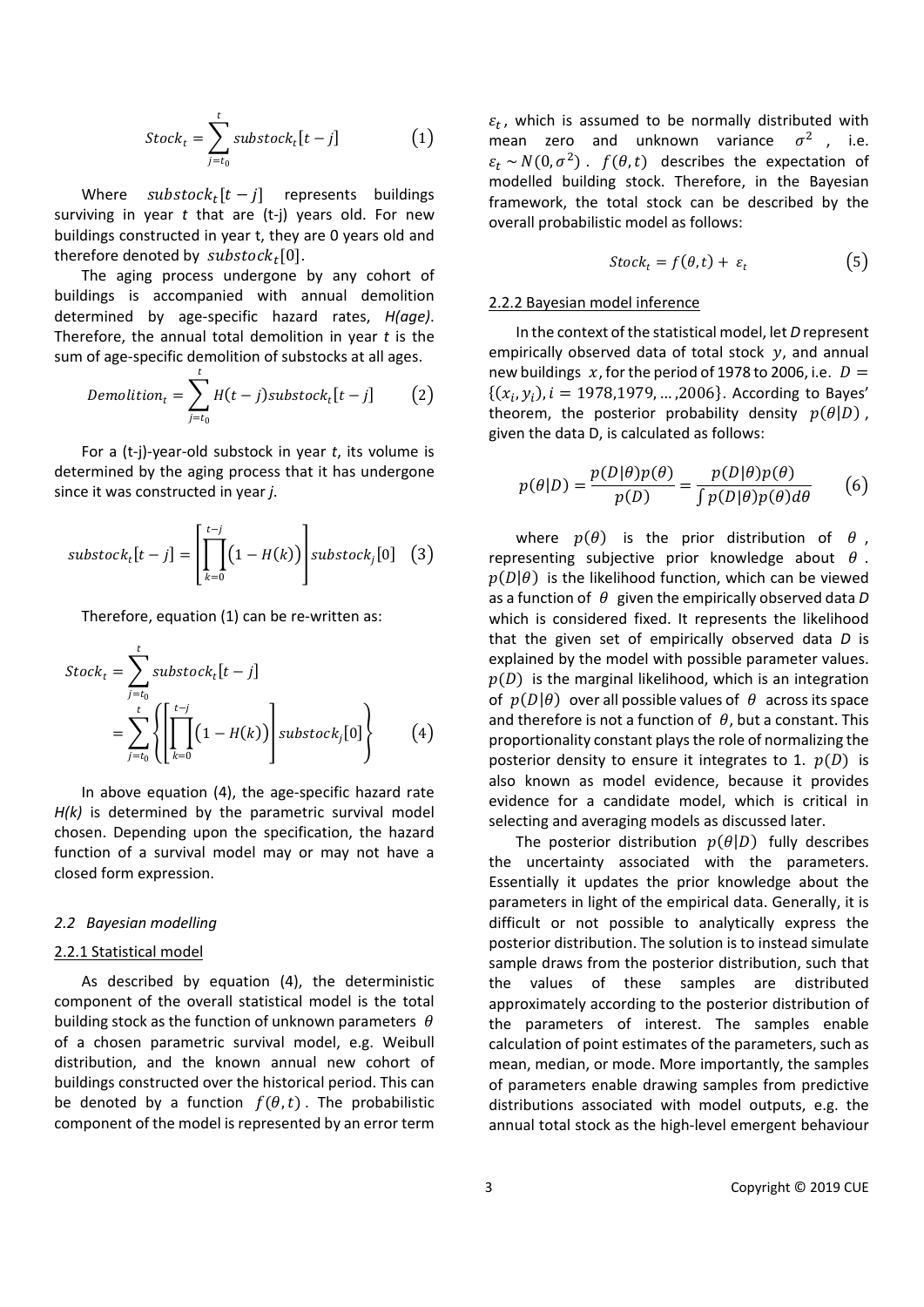$$Stock_t = \sum_{j=t_0}^{t} substock_t[t-j] \qquad (1)$$

Where $substock_t[t-j]$ represents buildings surviving in year *t* that are (t-j) years old. For new buildings constructed in year t, they are 0 years old and therefore denoted by $substock_t[0]$.

The aging process undergone by any cohort of buildings is accompanied with annual demolition determined by age-specific hazard rates, *H(age)*. Therefore, the annual total demolition in year *t* is the sum of age-specific demolition of substocks at all ages.

$$Demolition_t = \sum_{j=t_0}^{t} H(t-j) substock_t[t-j] \qquad (2)$$

For a (t-j)-year-old substock in year *t*, its volume is determined by the aging process that it has undergone since it was constructed in year *j*.

$$substock_t[t-j] = \left[\prod_{k=0}^{t-j} \big(1 - H(k)\big)\right] substock_j[0] \quad (3)$$

Therefore, equation (1) can be re-written as:

$$\begin{aligned} Stock_t &= \sum_{j=t_0}^{t} substock_t[t-j] \\ &= \sum_{j=t_0}^{t} \left\{ \left[\prod_{k=0}^{t-j} \big(1 - H(k)\big)\right] substock_j[0] \right\} \end{aligned} \qquad (4)$$

In above equation (4), the age-specific hazard rate *H(k)* is determined by the parametric survival model chosen. Depending upon the specification, the hazard function of a survival model may or may not have a closed form expression.

### *2.2 Bayesian modelling*

#### 2.2.1 Statistical model

As described by equation (4), the deterministic component of the overall statistical model is the total building stock as the function of unknown parameters $\theta$ of a chosen parametric survival model, e.g. Weibull distribution, and the known annual new cohort of buildings constructed over the historical period. This can be denoted by a function $f(\theta, t)$. The probabilistic component of the model is represented by an error term $\varepsilon_t$, which is assumed to be normally distributed with mean zero and unknown variance $\sigma^2$, i.e. $\varepsilon_t \sim N(0, \sigma^2)$. $f(\theta, t)$ describes the expectation of modelled building stock. Therefore, in the Bayesian framework, the total stock can be described by the overall probabilistic model as follows:

$$Stock_t = f(\theta, t) + \varepsilon_t \qquad (5)$$

#### 2.2.2 Bayesian model inference

In the context of the statistical model, let *D* represent empirically observed data of total stock $y$, and annual new buildings $x$, for the period of 1978 to 2006, i.e. $D = \{(x_i, y_i), i = 1978, 1979, \ldots, 2006\}$. According to Bayes' theorem, the posterior probability density $p(\theta|D)$, given the data D, is calculated as follows:

$$p(\theta|D) = \frac{p(D|\theta)p(\theta)}{p(D)} = \frac{p(D|\theta)p(\theta)}{\int p(D|\theta)p(\theta)d\theta} \qquad (6)$$

where $p(\theta)$ is the prior distribution of $\theta$, representing subjective prior knowledge about $\theta$. $p(D|\theta)$ is the likelihood function, which can be viewed as a function of $\theta$ given the empirically observed data *D* which is considered fixed. It represents the likelihood that the given set of empirically observed data *D* is explained by the model with possible parameter values. $p(D)$ is the marginal likelihood, which is an integration of $p(D|\theta)$ over all possible values of $\theta$ across its space and therefore is not a function of $\theta$, but a constant. This proportionality constant plays the role of normalizing the posterior density to ensure it integrates to 1. $p(D)$ is also known as model evidence, because it provides evidence for a candidate model, which is critical in selecting and averaging models as discussed later.

The posterior distribution $p(\theta|D)$ fully describes the uncertainty associated with the parameters. Essentially it updates the prior knowledge about the parameters in light of the empirical data. Generally, it is difficult or not possible to analytically express the posterior distribution. The solution is to instead simulate sample draws from the posterior distribution, such that the values of these samples are distributed approximately according to the posterior distribution of the parameters of interest. The samples enable calculation of point estimates of the parameters, such as mean, median, or mode. More importantly, the samples of parameters enable drawing samples from predictive distributions associated with model outputs, e.g. the annual total stock as the high-level emergent behaviour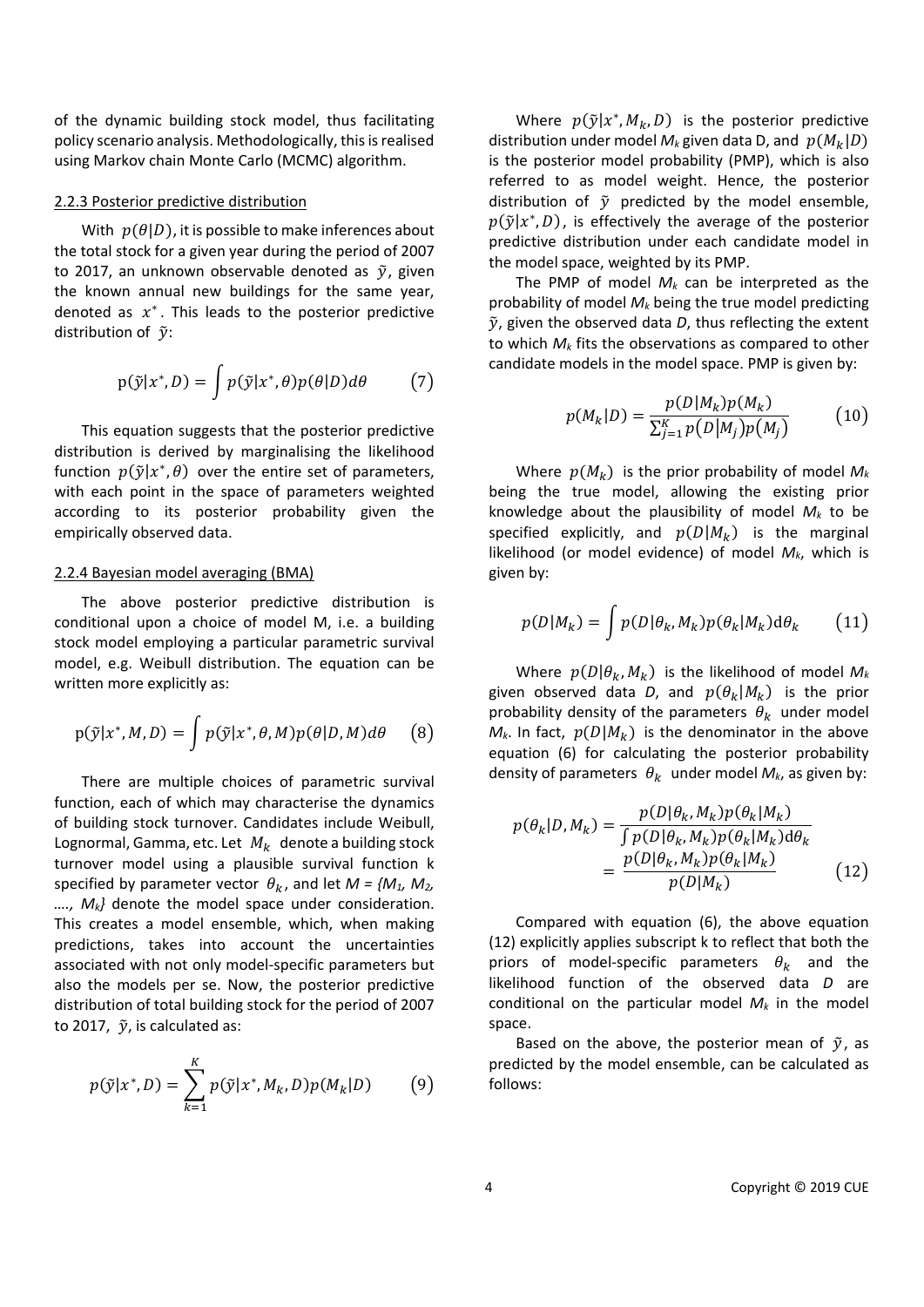of the dynamic building stock model, thus facilitating policy scenario analysis. Methodologically, this is realised using Markov chain Monte Carlo (MCMC) algorithm.

### 2.2.3 Posterior predictive distribution

With $p(\theta|D)$, it is possible to make inferences about the total stock for a given year during the period of 2007 to 2017, an unknown observable denoted as $\tilde{y}$, given the known annual new buildings for the same year, denoted as $x^*$. This leads to the posterior predictive distribution of $\tilde{y}$:

$$\mathrm{p}(\tilde{y}|x^*, D) = \int p(\tilde{y}|x^*, \theta) p(\theta|D) d\theta \qquad (7)$$

This equation suggests that the posterior predictive distribution is derived by marginalising the likelihood function $p(\tilde{y}|x^*, \theta)$ over the entire set of parameters, with each point in the space of parameters weighted according to its posterior probability given the empirically observed data.

### 2.2.4 Bayesian model averaging (BMA)

The above posterior predictive distribution is conditional upon a choice of model M, i.e. a building stock model employing a particular parametric survival model, e.g. Weibull distribution. The equation can be written more explicitly as:

$$\mathrm{p}(\tilde{y}|x^*, M, D) = \int p(\tilde{y}|x^*, \theta, M) p(\theta|D, M) d\theta \qquad (8)$$

There are multiple choices of parametric survival function, each of which may characterise the dynamics of building stock turnover. Candidates include Weibull, Lognormal, Gamma, etc. Let $M_k$ denote a building stock turnover model using a plausible survival function k specified by parameter vector $\theta_k$, and let $M = \{M_1, M_2, \ldots, M_k\}$ denote the model space under consideration. This creates a model ensemble, which, when making predictions, takes into account the uncertainties associated with not only model-specific parameters but also the models per se. Now, the posterior predictive distribution of total building stock for the period of 2007 to 2017, $\tilde{y}$, is calculated as:

$$p(\tilde{y}|x^*, D) = \sum_{k=1}^{K} p(\tilde{y}|x^*, M_k, D) p(M_k|D) \qquad (9)$$

Where $p(\tilde{y}|x^*, M_k, D)$ is the posterior predictive distribution under model $M_k$ given data D, and $p(M_k|D)$ is the posterior model probability (PMP), which is also referred to as model weight. Hence, the posterior distribution of $\tilde{y}$ predicted by the model ensemble, $p(\tilde{y}|x^*, D)$, is effectively the average of the posterior predictive distribution under each candidate model in the model space, weighted by its PMP.

The PMP of model $M_k$ can be interpreted as the probability of model $M_k$ being the true model predicting $\tilde{y}$, given the observed data *D*, thus reflecting the extent to which $M_k$ fits the observations as compared to other candidate models in the model space. PMP is given by:

$$p(M_k|D) = \frac{p(D|M_k) p(M_k)}{\sum_{j=1}^{K} p(D|M_j) p(M_j)} \qquad (10)$$

Where $p(M_k)$ is the prior probability of model $M_k$ being the true model, allowing the existing prior knowledge about the plausibility of model $M_k$ to be specified explicitly, and $p(D|M_k)$ is the marginal likelihood (or model evidence) of model $M_k$, which is given by:

$$p(D|M_k) = \int p(D|\theta_k, M_k) p(\theta_k|M_k) \mathrm{d}\theta_k \qquad (11)$$

Where $p(D|\theta_k, M_k)$ is the likelihood of model $M_k$ given observed data *D*, and $p(\theta_k|M_k)$ is the prior probability density of the parameters $\theta_k$ under model $M_k$. In fact, $p(D|M_k)$ is the denominator in the above equation (6) for calculating the posterior probability density of parameters $\theta_k$ under model $M_k$, as given by:

$$p(\theta_k|D, M_k) = \frac{p(D|\theta_k, M_k) p(\theta_k|M_k)}{\int p(D|\theta_k, M_k) p(\theta_k|M_k) \mathrm{d}\theta_k} = \frac{p(D|\theta_k, M_k) p(\theta_k|M_k)}{p(D|M_k)} \qquad (12)$$

Compared with equation (6), the above equation (12) explicitly applies subscript k to reflect that both the priors of model-specific parameters $\theta_k$ and the likelihood function of the observed data *D* are conditional on the particular model $M_k$ in the model space.

Based on the above, the posterior mean of $\tilde{y}$, as predicted by the model ensemble, can be calculated as follows: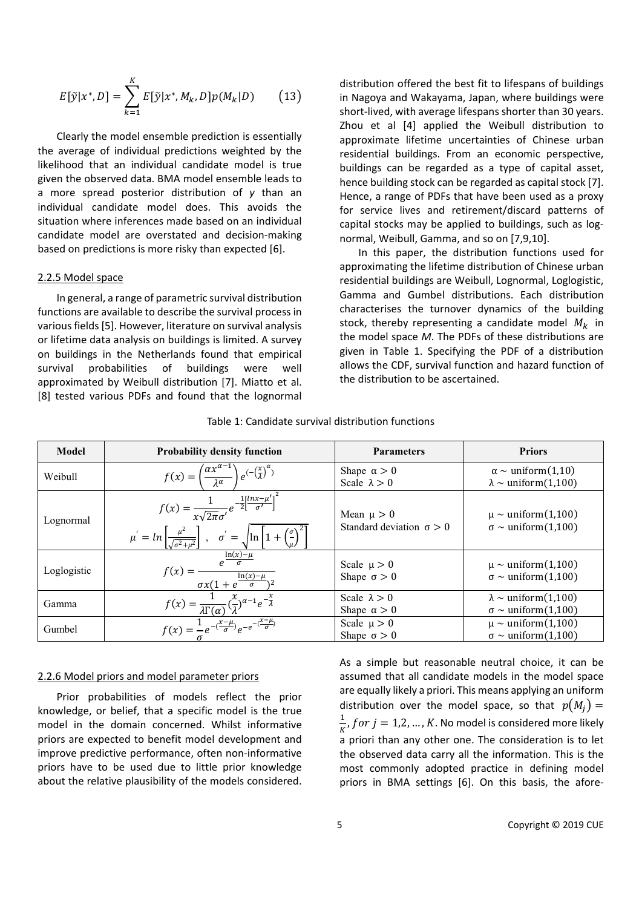$$E[\tilde{y}|x^*, D] = \sum_{k=1}^{K} E[\tilde{y}|x^*, M_k, D]p(M_k|D) \qquad (13)$$

Clearly the model ensemble prediction is essentially the average of individual predictions weighted by the likelihood that an individual candidate model is true given the observed data. BMA model ensemble leads to a more spread posterior distribution of *y* than an individual candidate model does. This avoids the situation where inferences made based on an individual candidate model are overstated and decision-making based on predictions is more risky than expected [6].

### 2.2.5 Model space

In general, a range of parametric survival distribution functions are available to describe the survival process in various fields [5]. However, literature on survival analysis or lifetime data analysis on buildings is limited. A survey on buildings in the Netherlands found that empirical survival probabilities of buildings were well approximated by Weibull distribution [7]. Miatto et al. [8] tested various PDFs and found that the lognormal distribution offered the best fit to lifespans of buildings in Nagoya and Wakayama, Japan, where buildings were short-lived, with average lifespans shorter than 30 years. Zhou et al [4] applied the Weibull distribution to approximate lifetime uncertainties of Chinese urban residential buildings. From an economic perspective, buildings can be regarded as a type of capital asset, hence building stock can be regarded as capital stock [7]. Hence, a range of PDFs that have been used as a proxy for service lives and retirement/discard patterns of capital stocks may be applied to buildings, such as log-normal, Weibull, Gamma, and so on [7,9,10].

In this paper, the distribution functions used for approximating the lifetime distribution of Chinese urban residential buildings are Weibull, Lognormal, Loglogistic, Gamma and Gumbel distributions. Each distribution characterises the turnover dynamics of the building stock, thereby representing a candidate model $M_k$ in the model space *M*. The PDFs of these distributions are given in Table 1. Specifying the PDF of a distribution allows the CDF, survival function and hazard function of the distribution to be ascertained.

Table 1: Candidate survival distribution functions

| Model | Probability density function | Parameters | Priors |
|---|---|---|---|
| Weibull | $f(x) = \left(\frac{\alpha x^{\alpha-1}}{\lambda^{\alpha}}\right) e^{\left(-\left(\frac{x}{\lambda}\right)^{\alpha}\right)}$ | Shape $\alpha > 0$ <br> Scale $\lambda > 0$ | $\alpha \sim \text{uniform}(1,10)$ <br> $\lambda \sim \text{uniform}(1,100)$ |
| Lognormal | $f(x) = \frac{1}{x\sqrt{2\pi}\sigma'} e^{-\frac{1}{2}\left[\frac{\ln x - \mu'}{\sigma'}\right]^2}$ <br> $\mu' = \ln\left[\frac{\mu^2}{\sqrt{\sigma^2+\mu^2}}\right]$ , $\sigma' = \sqrt{\ln\left[1+\left(\frac{\sigma}{\mu}\right)^2\right]}$ | Mean $\mu > 0$ <br> Standard deviation $\sigma > 0$ | $\mu \sim \text{uniform}(1,100)$ <br> $\sigma \sim \text{uniform}(1,100)$ |
| Loglogistic | $f(x) = \frac{e^{\frac{\ln(x)-\mu}{\sigma}}}{\sigma x(1+e^{\frac{\ln(x)-\mu}{\sigma}})^2}$ | Scale $\mu > 0$ <br> Shape $\sigma > 0$ | $\mu \sim \text{uniform}(1,100)$ <br> $\sigma \sim \text{uniform}(1,100)$ |
| Gamma | $f(x) = \frac{1}{\lambda\Gamma(\alpha)}\left(\frac{x}{\lambda}\right)^{\alpha-1} e^{-\frac{x}{\lambda}}$ | Scale $\lambda > 0$ <br> Shape $\alpha > 0$ | $\lambda \sim \text{uniform}(1,100)$ <br> $\sigma \sim \text{uniform}(1,100)$ |
| Gumbel | $f(x) = \frac{1}{\sigma} e^{-\left(\frac{x-\mu}{\sigma}\right)} e^{-e^{-\left(\frac{x-\mu}{\sigma}\right)}}$ | Scale $\mu > 0$ <br> Shape $\sigma > 0$ | $\mu \sim \text{uniform}(1,100)$ <br> $\sigma \sim \text{uniform}(1,100)$ |

### 2.2.6 Model priors and model parameter priors

Prior probabilities of models reflect the prior knowledge, or belief, that a specific model is the true model in the domain concerned. Whilst informative priors are expected to benefit model development and improve predictive performance, often non-informative priors have to be used due to little prior knowledge about the relative plausibility of the models considered. As a simple but reasonable neutral choice, it can be assumed that all candidate models in the model space are equally likely a priori. This means applying an uniform distribution over the model space, so that $p(M_j) = \frac{1}{K}, for\ j = 1,2,\dots,K$. No model is considered more likely a priori than any other one. The consideration is to let the observed data carry all the information. This is the most commonly adopted practice in defining model priors in BMA settings [6]. On this basis, the afore-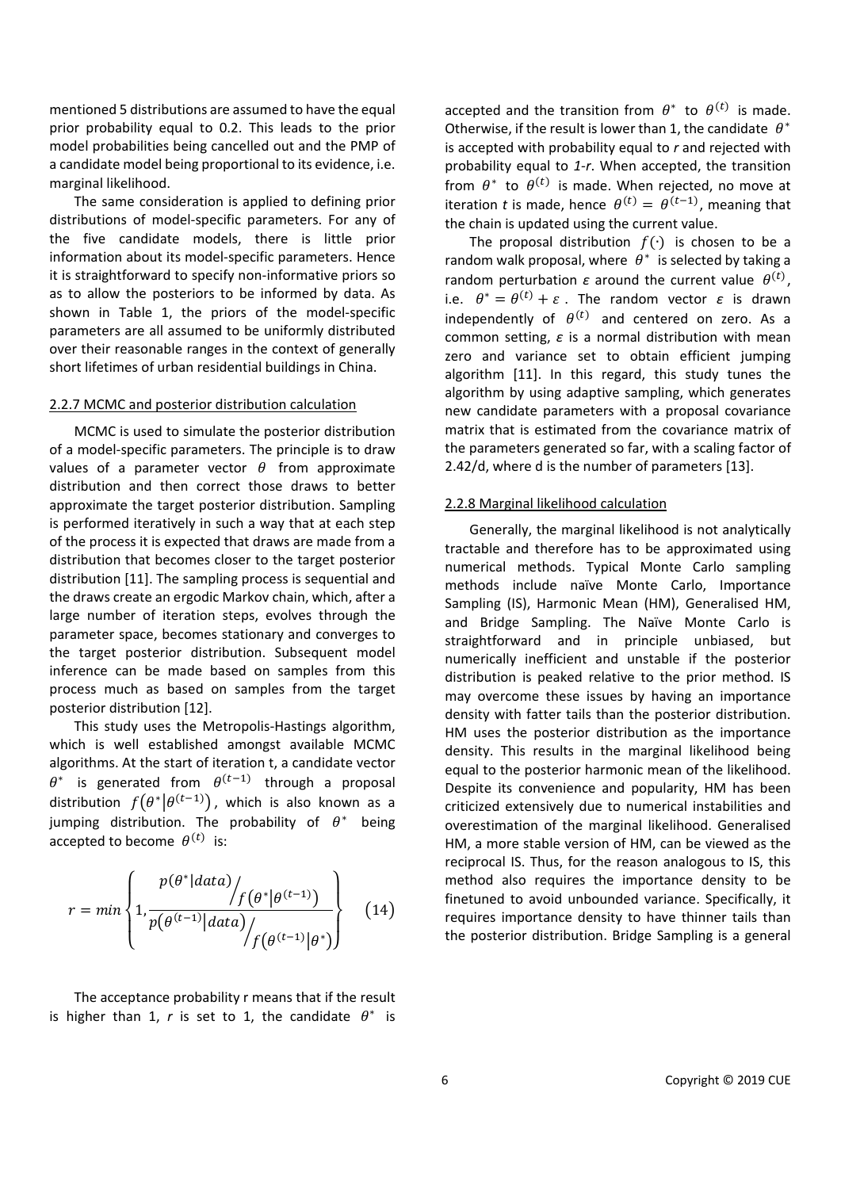mentioned 5 distributions are assumed to have the equal prior probability equal to 0.2. This leads to the prior model probabilities being cancelled out and the PMP of a candidate model being proportional to its evidence, i.e. marginal likelihood.

The same consideration is applied to defining prior distributions of model-specific parameters. For any of the five candidate models, there is little prior information about its model-specific parameters. Hence it is straightforward to specify non-informative priors so as to allow the posteriors to be informed by data. As shown in Table 1, the priors of the model-specific parameters are all assumed to be uniformly distributed over their reasonable ranges in the context of generally short lifetimes of urban residential buildings in China.

### 2.2.7 MCMC and posterior distribution calculation

MCMC is used to simulate the posterior distribution of a model-specific parameters. The principle is to draw values of a parameter vector $\theta$ from approximate distribution and then correct those draws to better approximate the target posterior distribution. Sampling is performed iteratively in such a way that at each step of the process it is expected that draws are made from a distribution that becomes closer to the target posterior distribution [11]. The sampling process is sequential and the draws create an ergodic Markov chain, which, after a large number of iteration steps, evolves through the parameter space, becomes stationary and converges to the target posterior distribution. Subsequent model inference can be made based on samples from this process much as based on samples from the target posterior distribution [12].

This study uses the Metropolis-Hastings algorithm, which is well established amongst available MCMC algorithms. At the start of iteration t, a candidate vector $\theta^*$ is generated from $\theta^{(t-1)}$ through a proposal distribution $f(\theta^*|\theta^{(t-1)})$, which is also known as a jumping distribution. The probability of $\theta^*$ being accepted to become $\theta^{(t)}$ is:

$$r = min\left\{1, \frac{p(\theta^*|data)\big/f(\theta^*|\theta^{(t-1)})}{p(\theta^{(t-1)}|data)\big/f(\theta^{(t-1)}|\theta^*)}\right\} \quad (14)$$

The acceptance probability r means that if the result is higher than 1, *r* is set to 1, the candidate $\theta^*$ is accepted and the transition from $\theta^*$ to $\theta^{(t)}$ is made. Otherwise, if the result is lower than 1, the candidate $\theta^*$ is accepted with probability equal to *r* and rejected with probability equal to *1-r*. When accepted, the transition from $\theta^*$ to $\theta^{(t)}$ is made. When rejected, no move at iteration *t* is made, hence $\theta^{(t)} = \theta^{(t-1)}$, meaning that the chain is updated using the current value.

The proposal distribution $f(\cdot)$ is chosen to be a random walk proposal, where $\theta^*$ is selected by taking a random perturbation $\varepsilon$ around the current value $\theta^{(t)}$, i.e. $\theta^* = \theta^{(t)} + \varepsilon$. The random vector $\varepsilon$ is drawn independently of $\theta^{(t)}$ and centered on zero. As a common setting, $\varepsilon$ is a normal distribution with mean zero and variance set to obtain efficient jumping algorithm [11]. In this regard, this study tunes the algorithm by using adaptive sampling, which generates new candidate parameters with a proposal covariance matrix that is estimated from the covariance matrix of the parameters generated so far, with a scaling factor of $2.4^2/d$, where d is the number of parameters [13].

### 2.2.8 Marginal likelihood calculation

Generally, the marginal likelihood is not analytically tractable and therefore has to be approximated using numerical methods. Typical Monte Carlo sampling methods include naïve Monte Carlo, Importance Sampling (IS), Harmonic Mean (HM), Generalised HM, and Bridge Sampling. The Naïve Monte Carlo is straightforward and in principle unbiased, but numerically inefficient and unstable if the posterior distribution is peaked relative to the prior method. IS may overcome these issues by having an importance density with fatter tails than the posterior distribution. HM uses the posterior distribution as the importance density. This results in the marginal likelihood being equal to the posterior harmonic mean of the likelihood. Despite its convenience and popularity, HM has been criticized extensively due to numerical instabilities and overestimation of the marginal likelihood. Generalised HM, a more stable version of HM, can be viewed as the reciprocal IS. Thus, for the reason analogous to IS, this method also requires the importance density to be finetuned to avoid unbounded variance. Specifically, it requires importance density to have thinner tails than the posterior distribution. Bridge Sampling is a general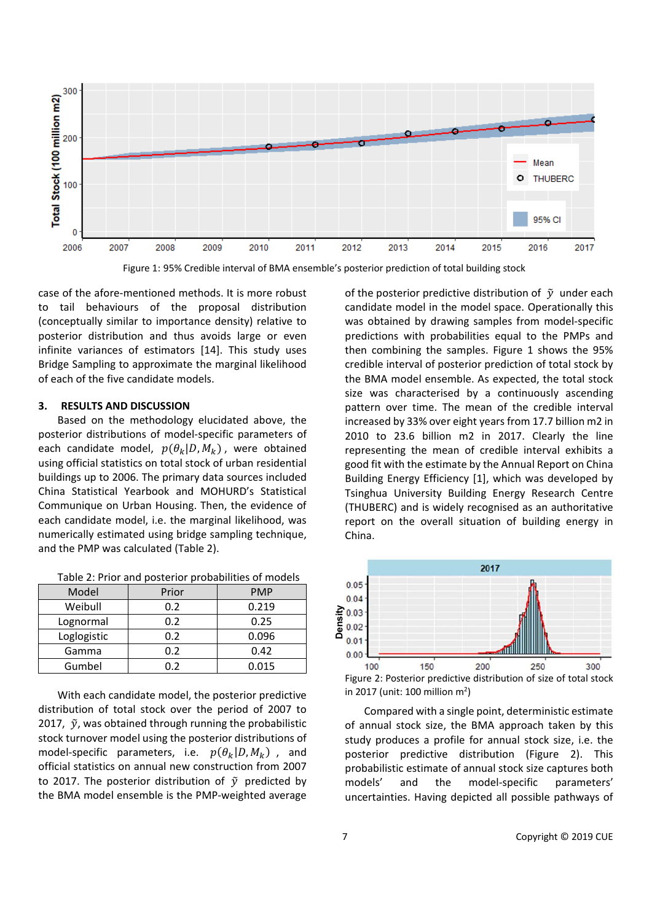Figure 1: 95% Credible interval of BMA ensemble's posterior prediction of total building stock

case of the afore-mentioned methods. It is more robust to tail behaviours of the proposal distribution (conceptually similar to importance density) relative to posterior distribution and thus avoids large or even infinite variances of estimators [14]. This study uses Bridge Sampling to approximate the marginal likelihood of each of the five candidate models.

## 3. RESULTS AND DISCUSSION

Based on the methodology elucidated above, the posterior distributions of model-specific parameters of each candidate model, $p(\theta_k|D, M_k)$, were obtained using official statistics on total stock of urban residential buildings up to 2006. The primary data sources included China Statistical Yearbook and MOHURD's Statistical Communique on Urban Housing. Then, the evidence of each candidate model, i.e. the marginal likelihood, was numerically estimated using bridge sampling technique, and the PMP was calculated (Table 2).

Table 2: Prior and posterior probabilities of models

| Model | Prior | PMP |
|---|---|---|
| Weibull | 0.2 | 0.219 |
| Lognormal | 0.2 | 0.25 |
| Loglogistic | 0.2 | 0.096 |
| Gamma | 0.2 | 0.42 |
| Gumbel | 0.2 | 0.015 |

With each candidate model, the posterior predictive distribution of total stock over the period of 2007 to 2017, $\tilde{y}$, was obtained through running the probabilistic stock turnover model using the posterior distributions of model-specific parameters, i.e. $p(\theta_k|D, M_k)$, and official statistics on annual new construction from 2007 to 2017. The posterior distribution of $\tilde{y}$ predicted by the BMA model ensemble is the PMP-weighted average of the posterior predictive distribution of $\tilde{y}$ under each candidate model in the model space. Operationally this was obtained by drawing samples from model-specific predictions with probabilities equal to the PMPs and then combining the samples. Figure 1 shows the 95% credible interval of posterior prediction of total stock by the BMA model ensemble. As expected, the total stock size was characterised by a continuously ascending pattern over time. The mean of the credible interval increased by 33% over eight years from 17.7 billion m2 in 2010 to 23.6 billion m2 in 2017. Clearly the line representing the mean of credible interval exhibits a good fit with the estimate by the Annual Report on China Building Energy Efficiency [1], which was developed by Tsinghua University Building Energy Research Centre (THUBERC) and is widely recognised as an authoritative report on the overall situation of building energy in China.

Figure 2: Posterior predictive distribution of size of total stock in 2017 (unit: 100 million m[2])

Compared with a single point, deterministic estimate of annual stock size, the BMA approach taken by this study produces a profile for annual stock size, i.e. the posterior predictive distribution (Figure 2). This probabilistic estimate of annual stock size captures both models' and the model-specific parameters' uncertainties. Having depicted all possible pathways of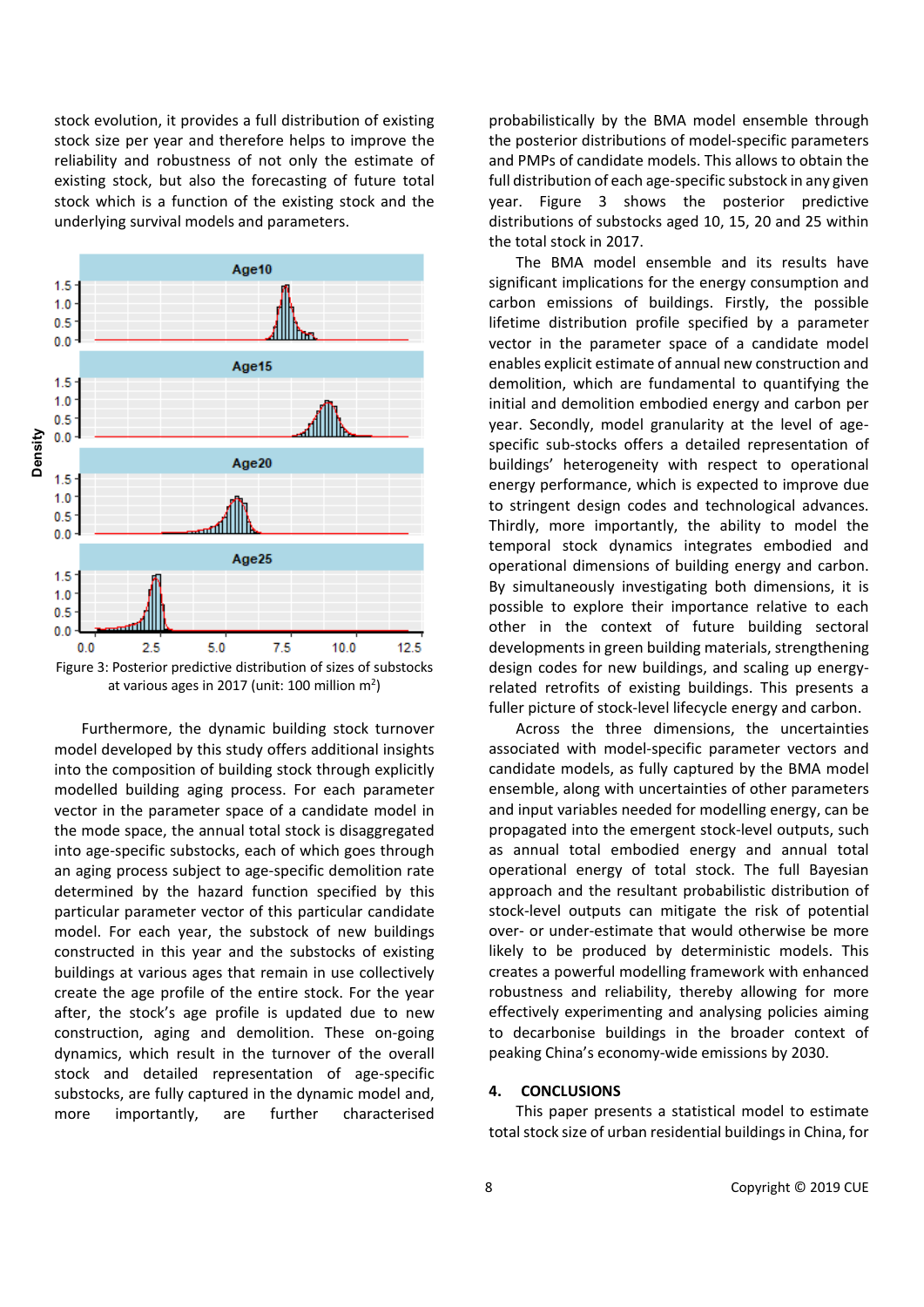stock evolution, it provides a full distribution of existing stock size per year and therefore helps to improve the reliability and robustness of not only the estimate of existing stock, but also the forecasting of future total stock which is a function of the existing stock and the underlying survival models and parameters.

Figure 3: Posterior predictive distribution of sizes of substocks at various ages in 2017 (unit: 100 million m$^2$)

Furthermore, the dynamic building stock turnover model developed by this study offers additional insights into the composition of building stock through explicitly modelled building aging process. For each parameter vector in the parameter space of a candidate model in the mode space, the annual total stock is disaggregated into age-specific substocks, each of which goes through an aging process subject to age-specific demolition rate determined by the hazard function specified by this particular parameter vector of this particular candidate model. For each year, the substock of new buildings constructed in this year and the substocks of existing buildings at various ages that remain in use collectively create the age profile of the entire stock. For the year after, the stock's age profile is updated due to new construction, aging and demolition. These on-going dynamics, which result in the turnover of the overall stock and detailed representation of age-specific substocks, are fully captured in the dynamic model and, more importantly, are further characterised probabilistically by the BMA model ensemble through the posterior distributions of model-specific parameters and PMPs of candidate models. This allows to obtain the full distribution of each age-specific substock in any given year. Figure 3 shows the posterior predictive distributions of substocks aged 10, 15, 20 and 25 within the total stock in 2017.

The BMA model ensemble and its results have significant implications for the energy consumption and carbon emissions of buildings. Firstly, the possible lifetime distribution profile specified by a parameter vector in the parameter space of a candidate model enables explicit estimate of annual new construction and demolition, which are fundamental to quantifying the initial and demolition embodied energy and carbon per year. Secondly, model granularity at the level of age-specific sub-stocks offers a detailed representation of buildings' heterogeneity with respect to operational energy performance, which is expected to improve due to stringent design codes and technological advances. Thirdly, more importantly, the ability to model the temporal stock dynamics integrates embodied and operational dimensions of building energy and carbon. By simultaneously investigating both dimensions, it is possible to explore their importance relative to each other in the context of future building sectoral developments in green building materials, strengthening design codes for new buildings, and scaling up energy-related retrofits of existing buildings. This presents a fuller picture of stock-level lifecycle energy and carbon.

Across the three dimensions, the uncertainties associated with model-specific parameter vectors and candidate models, as fully captured by the BMA model ensemble, along with uncertainties of other parameters and input variables needed for modelling energy, can be propagated into the emergent stock-level outputs, such as annual total embodied energy and annual total operational energy of total stock. The full Bayesian approach and the resultant probabilistic distribution of stock-level outputs can mitigate the risk of potential over- or under-estimate that would otherwise be more likely to be produced by deterministic models. This creates a powerful modelling framework with enhanced robustness and reliability, thereby allowing for more effectively experimenting and analysing policies aiming to decarbonise buildings in the broader context of peaking China's economy-wide emissions by 2030.

## 4. CONCLUSIONS

This paper presents a statistical model to estimate total stock size of urban residential buildings in China, for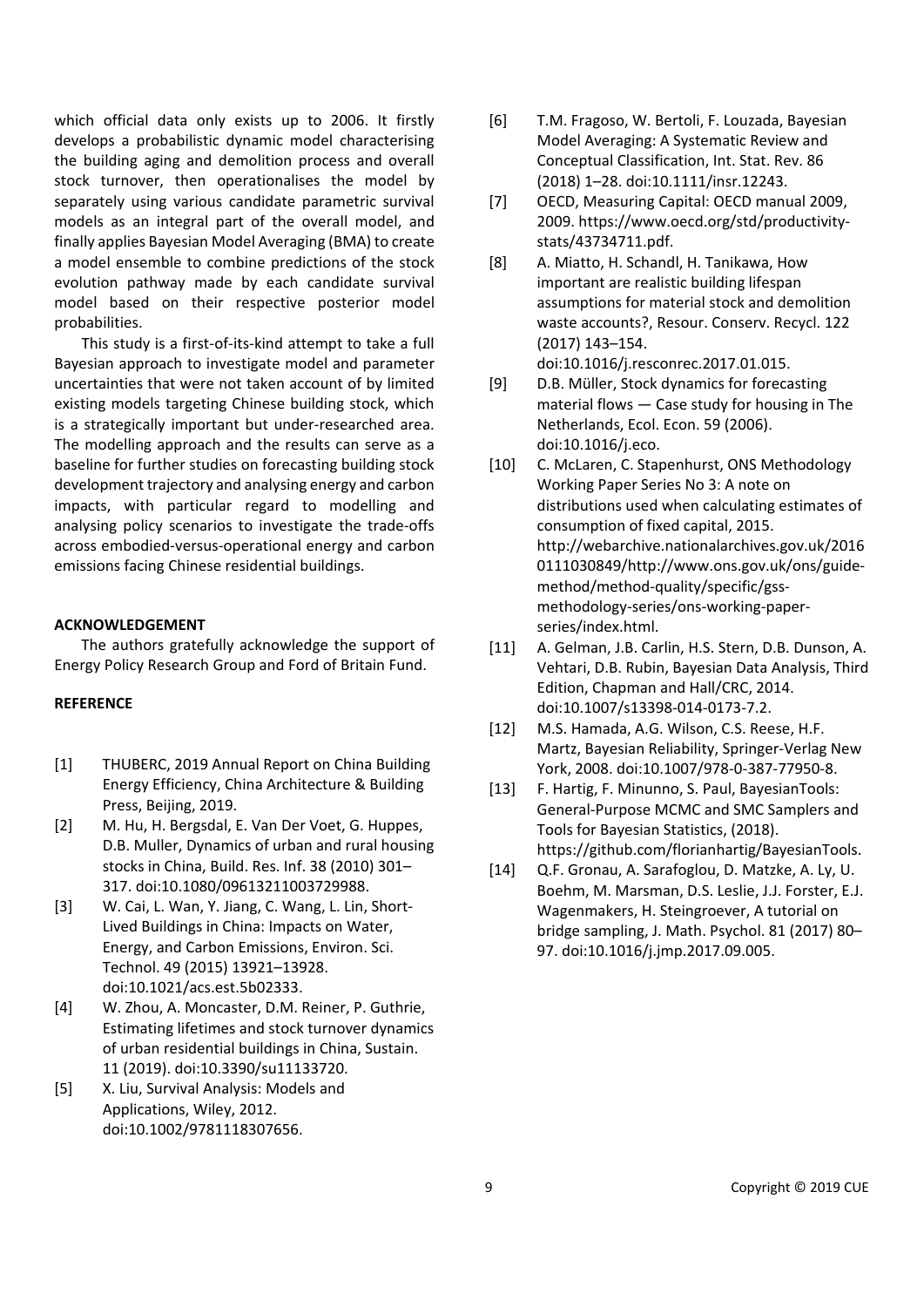which official data only exists up to 2006. It firstly develops a probabilistic dynamic model characterising the building aging and demolition process and overall stock turnover, then operationalises the model by separately using various candidate parametric survival models as an integral part of the overall model, and finally applies Bayesian Model Averaging (BMA) to create a model ensemble to combine predictions of the stock evolution pathway made by each candidate survival model based on their respective posterior model probabilities.

This study is a first-of-its-kind attempt to take a full Bayesian approach to investigate model and parameter uncertainties that were not taken account of by limited existing models targeting Chinese building stock, which is a strategically important but under-researched area. The modelling approach and the results can serve as a baseline for further studies on forecasting building stock development trajectory and analysing energy and carbon impacts, with particular regard to modelling and analysing policy scenarios to investigate the trade-offs across embodied-versus-operational energy and carbon emissions facing Chinese residential buildings.

## ACKNOWLEDGEMENT

The authors gratefully acknowledge the support of Energy Policy Research Group and Ford of Britain Fund.

## REFERENCE

[1] THUBERC, 2019 Annual Report on China Building Energy Efficiency, China Architecture & Building Press, Beijing, 2019.

[2] M. Hu, H. Bergsdal, E. Van Der Voet, G. Huppes, D.B. Muller, Dynamics of urban and rural housing stocks in China, Build. Res. Inf. 38 (2010) 301–317. doi:10.1080/09613211003729988.

[3] W. Cai, L. Wan, Y. Jiang, C. Wang, L. Lin, Short-Lived Buildings in China: Impacts on Water, Energy, and Carbon Emissions, Environ. Sci. Technol. 49 (2015) 13921–13928. doi:10.1021/acs.est.5b02333.

[4] W. Zhou, A. Moncaster, D.M. Reiner, P. Guthrie, Estimating lifetimes and stock turnover dynamics of urban residential buildings in China, Sustain. 11 (2019). doi:10.3390/su11133720.

[5] X. Liu, Survival Analysis: Models and Applications, Wiley, 2012. doi:10.1002/9781118307656.

[6] T.M. Fragoso, W. Bertoli, F. Louzada, Bayesian Model Averaging: A Systematic Review and Conceptual Classification, Int. Stat. Rev. 86 (2018) 1–28. doi:10.1111/insr.12243.

[7] OECD, Measuring Capital: OECD manual 2009, 2009. https://www.oecd.org/std/productivity-stats/43734711.pdf.

[8] A. Miatto, H. Schandl, H. Tanikawa, How important are realistic building lifespan assumptions for material stock and demolition waste accounts?, Resour. Conserv. Recycl. 122 (2017) 143–154. doi:10.1016/j.resconrec.2017.01.015.

[9] D.B. Müller, Stock dynamics for forecasting material flows — Case study for housing in The Netherlands, Ecol. Econ. 59 (2006). doi:10.1016/j.eco.

[10] C. McLaren, C. Stapenhurst, ONS Methodology Working Paper Series No 3: A note on distributions used when calculating estimates of consumption of fixed capital, 2015. http://webarchive.nationalarchives.gov.uk/20160111030849/http://www.ons.gov.uk/ons/guide-method/method-quality/specific/gss-methodology-series/ons-working-paper-series/index.html.

[11] A. Gelman, J.B. Carlin, H.S. Stern, D.B. Dunson, A. Vehtari, D.B. Rubin, Bayesian Data Analysis, Third Edition, Chapman and Hall/CRC, 2014. doi:10.1007/s13398-014-0173-7.2.

[12] M.S. Hamada, A.G. Wilson, C.S. Reese, H.F. Martz, Bayesian Reliability, Springer-Verlag New York, 2008. doi:10.1007/978-0-387-77950-8.

[13] F. Hartig, F. Minunno, S. Paul, BayesianTools: General-Purpose MCMC and SMC Samplers and Tools for Bayesian Statistics, (2018). https://github.com/florianhartig/BayesianTools.

[14] Q.F. Gronau, A. Sarafoglou, D. Matzke, A. Ly, U. Boehm, M. Marsman, D.S. Leslie, J.J. Forster, E.J. Wagenmakers, H. Steingroever, A tutorial on bridge sampling, J. Math. Psychol. 81 (2017) 80–97. doi:10.1016/j.jmp.2017.09.005.